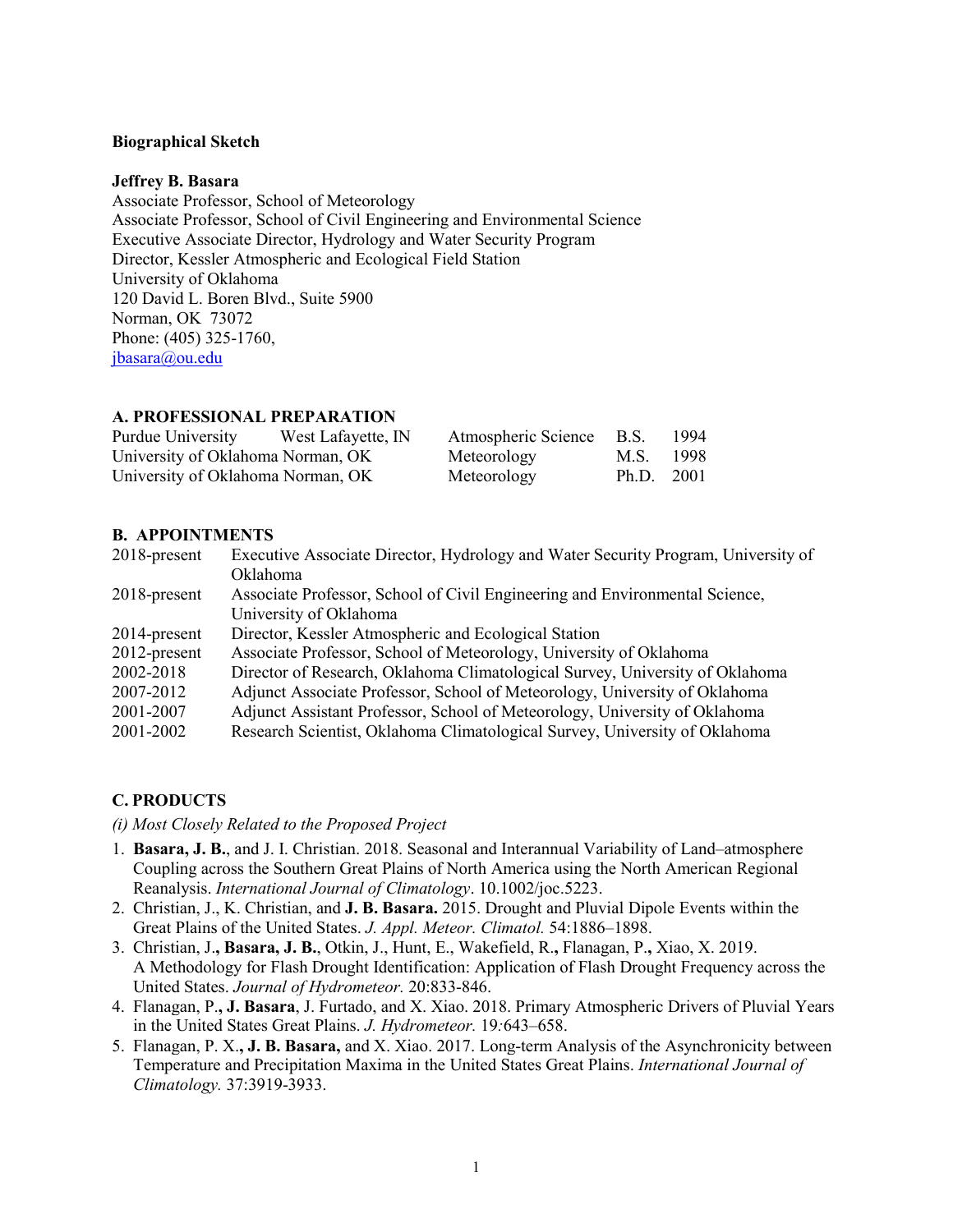**Biographical Sketch**

**Jeffrey B. Basara**
Associate Professor, School of Meteorology
Associate Professor, School of Civil Engineering and Environmental Science
Executive Associate Director, Hydrology and Water Security Program
Director, Kessler Atmospheric and Ecological Field Station
University of Oklahoma
120 David L. Boren Blvd., Suite 5900
Norman, OK 73072
Phone: (405) 325-1760,
jbasara@ou.edu

## A. PROFESSIONAL PREPARATION

| | | | | |
|---|---|---|---|---|
| Purdue University | West Lafayette, IN | Atmospheric Science | B.S. | 1994 |
| University of Oklahoma | Norman, OK | Meteorology | M.S. | 1998 |
| University of Oklahoma | Norman, OK | Meteorology | Ph.D. | 2001 |

## B. APPOINTMENTS

| | |
|---|---|
| 2018-present | Executive Associate Director, Hydrology and Water Security Program, University of Oklahoma |
| 2018-present | Associate Professor, School of Civil Engineering and Environmental Science, University of Oklahoma |
| 2014-present | Director, Kessler Atmospheric and Ecological Station |
| 2012-present | Associate Professor, School of Meteorology, University of Oklahoma |
| 2002-2018 | Director of Research, Oklahoma Climatological Survey, University of Oklahoma |
| 2007-2012 | Adjunct Associate Professor, School of Meteorology, University of Oklahoma |
| 2001-2007 | Adjunct Assistant Professor, School of Meteorology, University of Oklahoma |
| 2001-2002 | Research Scientist, Oklahoma Climatological Survey, University of Oklahoma |

## C. PRODUCTS

*(i) Most Closely Related to the Proposed Project*

1. **Basara, J. B.**, and J. I. Christian. 2018. Seasonal and Interannual Variability of Land–atmosphere Coupling across the Southern Great Plains of North America using the North American Regional Reanalysis. *International Journal of Climatology*. 10.1002/joc.5223.
2. Christian, J., K. Christian, and **J. B. Basara.** 2015. Drought and Pluvial Dipole Events within the Great Plains of the United States. *J. Appl. Meteor. Climatol.* 54:1886–1898.
3. Christian, J.**, Basara, J. B.**, Otkin, J., Hunt, E., Wakefield, R.**,** Flanagan, P.**,** Xiao, X. 2019. A Methodology for Flash Drought Identification: Application of Flash Drought Frequency across the United States. *Journal of Hydrometeor.* 20:833-846.
4. Flanagan, P.**, J. Basara**, J. Furtado, and X. Xiao. 2018. Primary Atmospheric Drivers of Pluvial Years in the United States Great Plains. *J. Hydrometeor.* 19*:*643–658.
5. Flanagan, P. X.**, J. B. Basara,** and X. Xiao. 2017. Long-term Analysis of the Asynchronicity between Temperature and Precipitation Maxima in the United States Great Plains. *International Journal of Climatology.* 37:3919-3933.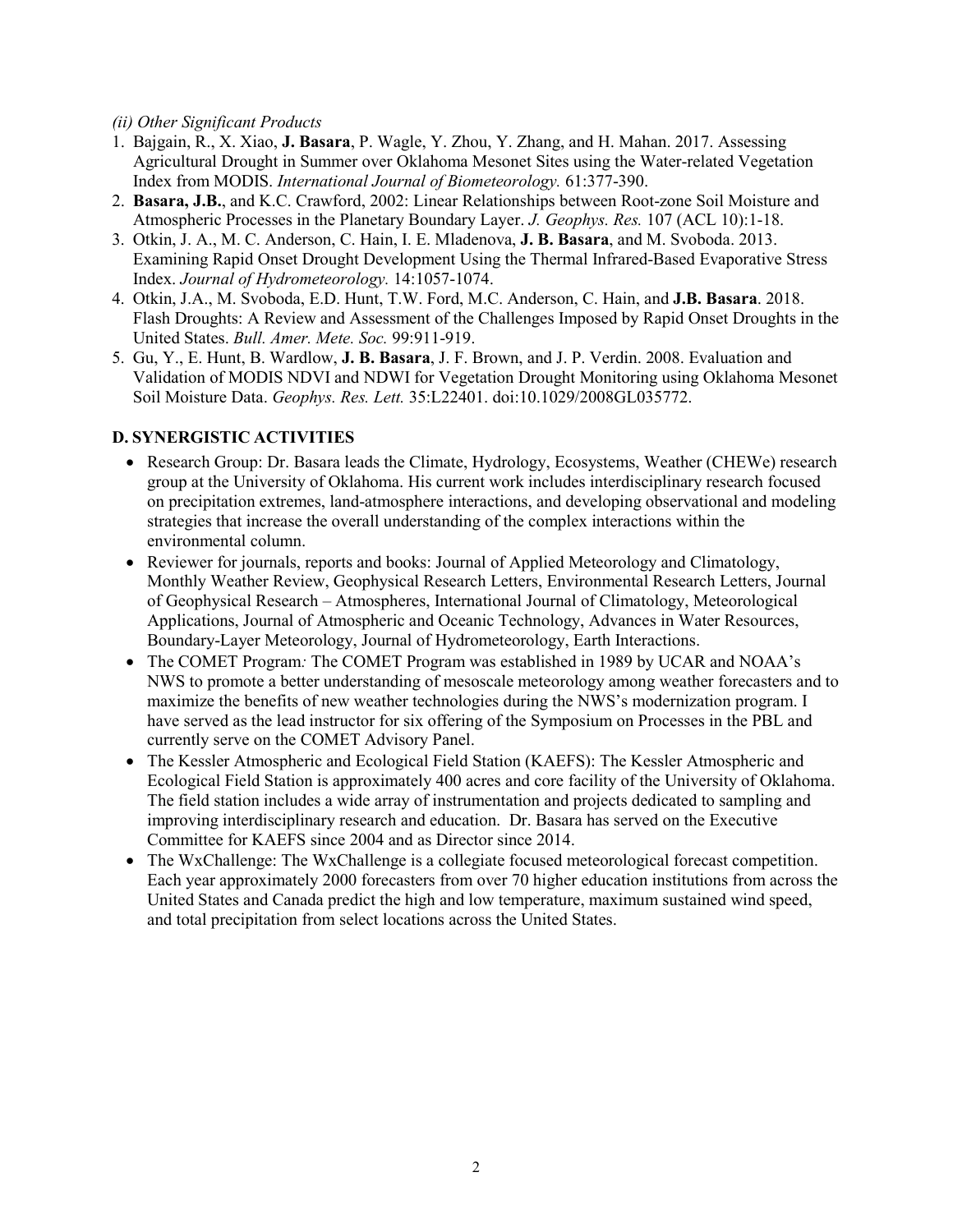*(ii) Other Significant Products*

1. Bajgain, R., X. Xiao, **J. Basara**, P. Wagle, Y. Zhou, Y. Zhang, and H. Mahan. 2017. Assessing Agricultural Drought in Summer over Oklahoma Mesonet Sites using the Water-related Vegetation Index from MODIS. *International Journal of Biometeorology.* 61:377-390.
2. **Basara, J.B.**, and K.C. Crawford, 2002: Linear Relationships between Root-zone Soil Moisture and Atmospheric Processes in the Planetary Boundary Layer. *J. Geophys. Res.* 107 (ACL 10):1-18.
3. Otkin, J. A., M. C. Anderson, C. Hain, I. E. Mladenova, **J. B. Basara**, and M. Svoboda. 2013. Examining Rapid Onset Drought Development Using the Thermal Infrared-Based Evaporative Stress Index. *Journal of Hydrometeorology.* 14:1057-1074.
4. Otkin, J.A., M. Svoboda, E.D. Hunt, T.W. Ford, M.C. Anderson, C. Hain, and **J.B. Basara**. 2018. Flash Droughts: A Review and Assessment of the Challenges Imposed by Rapid Onset Droughts in the United States. *Bull. Amer. Mete. Soc.* 99:911-919.
5. Gu, Y., E. Hunt, B. Wardlow, **J. B. Basara**, J. F. Brown, and J. P. Verdin. 2008. Evaluation and Validation of MODIS NDVI and NDWI for Vegetation Drought Monitoring using Oklahoma Mesonet Soil Moisture Data. *Geophys. Res. Lett.* 35:L22401. doi:10.1029/2008GL035772.

## D. SYNERGISTIC ACTIVITIES

- Research Group: Dr. Basara leads the Climate, Hydrology, Ecosystems, Weather (CHEWe) research group at the University of Oklahoma. His current work includes interdisciplinary research focused on precipitation extremes, land-atmosphere interactions, and developing observational and modeling strategies that increase the overall understanding of the complex interactions within the environmental column.
- Reviewer for journals, reports and books: Journal of Applied Meteorology and Climatology, Monthly Weather Review, Geophysical Research Letters, Environmental Research Letters, Journal of Geophysical Research – Atmospheres, International Journal of Climatology, Meteorological Applications, Journal of Atmospheric and Oceanic Technology, Advances in Water Resources, Boundary-Layer Meteorology, Journal of Hydrometeorology, Earth Interactions.
- The COMET Program*:* The COMET Program was established in 1989 by UCAR and NOAA's NWS to promote a better understanding of mesoscale meteorology among weather forecasters and to maximize the benefits of new weather technologies during the NWS's modernization program. I have served as the lead instructor for six offering of the Symposium on Processes in the PBL and currently serve on the COMET Advisory Panel.
- The Kessler Atmospheric and Ecological Field Station (KAEFS): The Kessler Atmospheric and Ecological Field Station is approximately 400 acres and core facility of the University of Oklahoma. The field station includes a wide array of instrumentation and projects dedicated to sampling and improving interdisciplinary research and education. Dr. Basara has served on the Executive Committee for KAEFS since 2004 and as Director since 2014.
- The WxChallenge: The WxChallenge is a collegiate focused meteorological forecast competition. Each year approximately 2000 forecasters from over 70 higher education institutions from across the United States and Canada predict the high and low temperature, maximum sustained wind speed, and total precipitation from select locations across the United States.